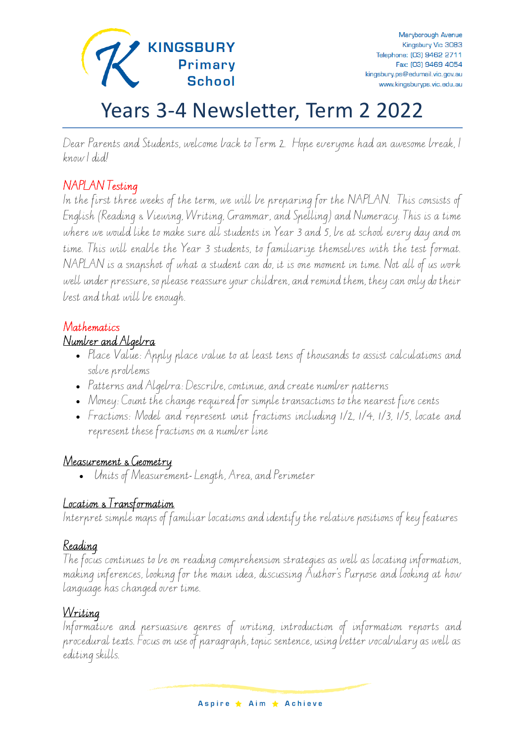**KINGSBURY Primary School**

Maryborough Avenue
Kingsbury Vic 3083
Telephone: (03) 9462 2711
Fax: (03) 9469 4054
kingsbury.ps@edumail.vic.gov.au
www.kingsburyps.vic.edu.au

# Years 3-4 Newsletter, Term 2 2022

Dear Parents and Students, welcome back to Term 2. Hope everyone had an awesome break, I know I did!

## NAPLAN Testing

In the first three weeks of the term, we will be preparing for the NAPLAN. This consists of English (Reading & Viewing, Writing, Grammar, and Spelling) and Numeracy. This is a time where we would like to make sure all students in Year 3 and 5, be at school every day and on time. This will enable the Year 3 students, to familiarize themselves with the test format. NAPLAN is a snapshot of what a student can do, it is one moment in time. Not all of us work well under pressure, so please reassure your children, and remind them, they can only do their best and that will be enough.

## Mathematics

### Number and Algebra

- Place Value: Apply place value to at least tens of thousands to assist calculations and solve problems
- Patterns and Algebra: Describe, continue, and create number patterns
- Money: Count the change required for simple transactions to the nearest five cents
- Fractions: Model and represent unit fractions including 1/2, 1/4, 1/3, 1/5, locate and represent these fractions on a number line

### Measurement & Geometry

- Units of Measurement- Length, Area, and Perimeter

### Location & Transformation

Interpret simple maps of familiar locations and identify the relative positions of key features

### Reading

The focus continues to be on reading comprehension strategies as well as locating information, making inferences, looking for the main idea, discussing Author's Purpose and looking at how language has changed over time.

### Writing

Informative and persuasive genres of writing, introduction of information reports and procedural texts. Focus on use of paragraph, topic sentence, using better vocabulary as well as editing skills.

Aspire ★ Aim ★ Achieve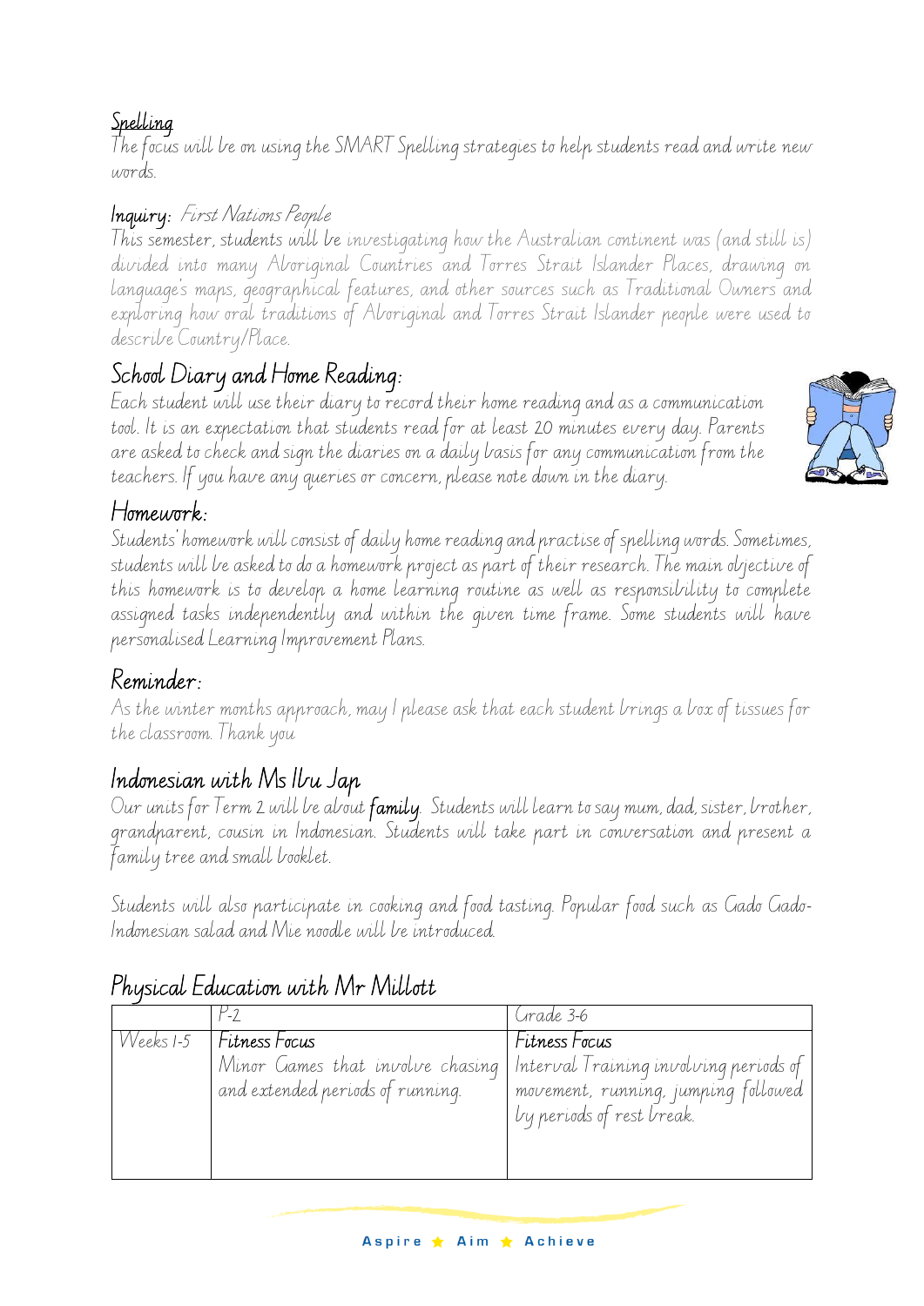## Spelling

The focus will be on using the SMART Spelling strategies to help students read and write new words.

## Inquiry: *First Nations People*

This semester, students will be investigating how the Australian continent was (and still is) divided into many Aboriginal Countries and Torres Strait Islander Places, drawing on language's maps, geographical features, and other sources such as Traditional Owners and exploring how oral traditions of Aboriginal and Torres Strait Islander people were used to describe Country/Place.

## School Diary and Home Reading:

Each student will use their diary to record their home reading and as a communication tool. It is an expectation that students read for at least 20 minutes every day. Parents are asked to check and sign the diaries on a daily basis for any communication from the teachers. If you have any queries or concern, please note down in the diary.

## Homework:

Students' homework will consist of daily home reading and practise of spelling words. Sometimes, students will be asked to do a homework project as part of their research. The main objective of this homework is to develop a home learning routine as well as responsibility to complete assigned tasks independently and within the given time frame. Some students will have personalised Learning Improvement Plans.

## Reminder:

As the winter months approach, may I please ask that each student brings a box of tissues for the classroom. Thank you

## Indonesian with Ms Ibu Jap

Our units for Term 2 will be about **family**. Students will learn to say mum, dad, sister, brother, grandparent, cousin in Indonesian. Students will take part in conversation and present a family tree and small booklet.

Students will also participate in cooking and food tasting. Popular food such as Gado Gado-Indonesian salad and Mie noodle will be introduced.

## Physical Education with Mr Millott

| | P-2 | Grade 3-6 |
|---|---|---|
| Weeks 1-5 | Fitness Focus<br>Minor Games that involve chasing and extended periods of running. | Fitness Focus<br>Interval Training involving periods of movement, running, jumping followed by periods of rest break. |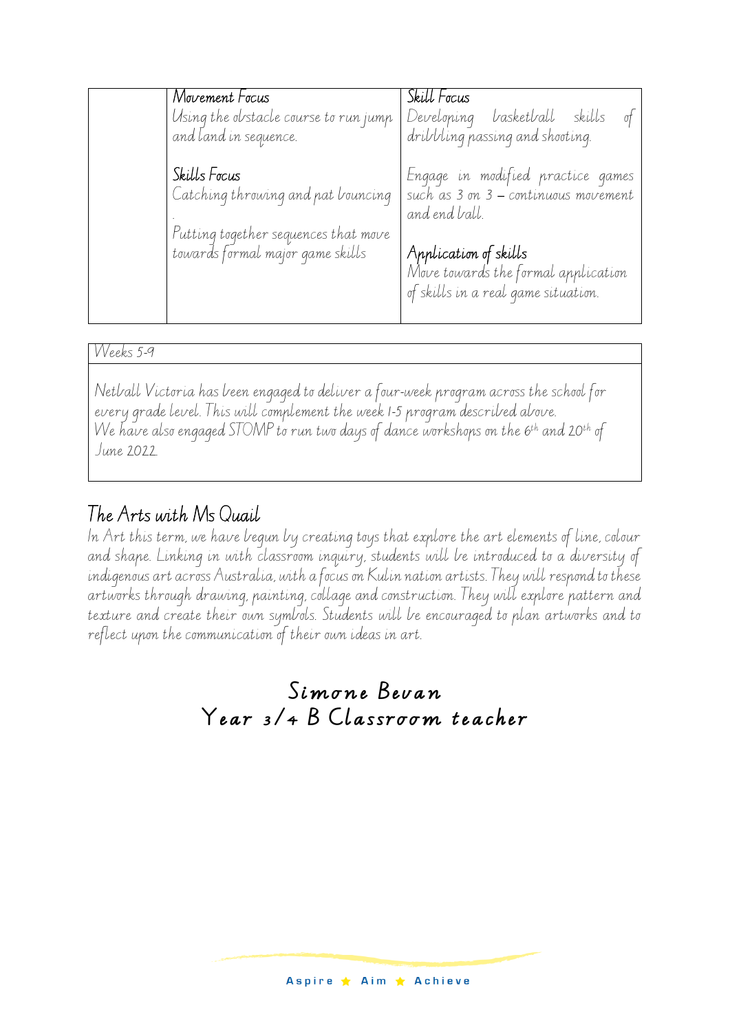| | | |
|---|---|---|
| | Movement Focus<br>Using the obstacle course to run jump and land in sequence.<br><br>Skills Focus<br>Catching throwing and pat bouncing<br>.<br>Putting together sequences that move towards formal major game skills | Skill Focus<br>Developing basketball skills of dribbling passing and shooting.<br><br>Engage in modified practice games such as 3 on 3 – continuous movement and end ball.<br><br>Application of skills<br>Move towards the formal application of skills in a real game situation. |

| Weeks 5-9 |
|---|
| Netball Victoria has been engaged to deliver a four-week program across the school for every grade level. This will complement the week 1-5 program described above.<br>We have also engaged STOMP to run two days of dance workshops on the 6th and 20th of June 2022. |

## The Arts with Ms Quail

In Art this term, we have begun by creating toys that explore the art elements of line, colour and shape. Linking in with classroom inquiry, students will be introduced to a diversity of indigenous art across Australia, with a focus on Kulin nation artists. They will respond to these artworks through drawing, painting, collage and construction. They will explore pattern and texture and create their own symbols. Students will be encouraged to plan artworks and to reflect upon the communication of their own ideas in art.

**Simone Bevan**
**Year 3/4 B Classroom teacher**

Aspire ★ Aim ★ Achieve